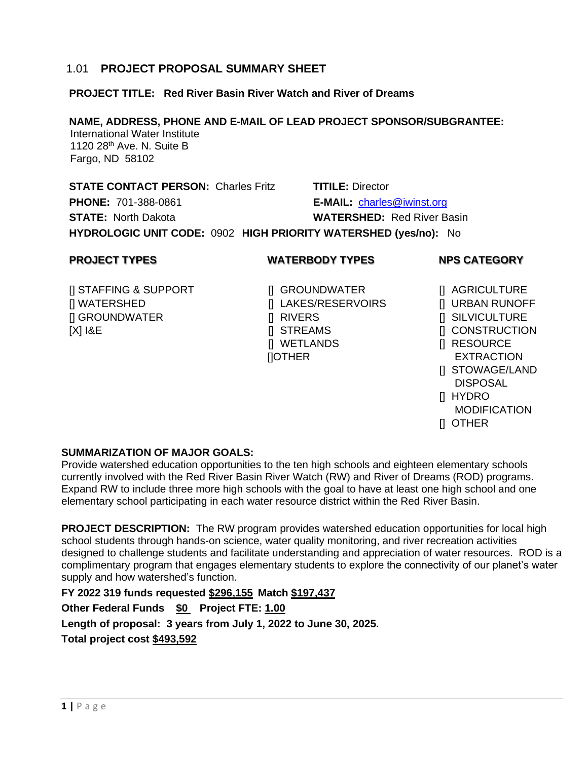## 1.01 PROJECT PROPOSAL SUMMARY SHEET

**PROJECT TITLE: Red River Basin River Watch and River of Dreams**

**NAME, ADDRESS, PHONE AND E-MAIL OF LEAD PROJECT SPONSOR/SUBGRANTEE:**
International Water Institute
1120 28th Ave. N. Suite B
Fargo, ND 58102

**STATE CONTACT PERSON:** Charles Fritz **TITILE:** Director
**PHONE:** 701-388-0861 **E-MAIL:** charles@iwinst.org
**STATE:** North Dakota **WATERSHED:** Red River Basin
**HYDROLOGIC UNIT CODE:** 0902 **HIGH PRIORITY WATERSHED (yes/no):** No

| PROJECT TYPES | WATERBODY TYPES | NPS CATEGORY |
|---|---|---|
| [] STAFFING & SUPPORT | [] GROUNDWATER | [] AGRICULTURE |
| [] WATERSHED | [] LAKES/RESERVOIRS | [] URBAN RUNOFF |
| [] GROUNDWATER | [] RIVERS | [] SILVICULTURE |
| [X] I&E | [] STREAMS | [] CONSTRUCTION |
| | [] WETLANDS | [] RESOURCE EXTRACTION |
| | []OTHER | [] STOWAGE/LAND DISPOSAL |
| | | [] HYDRO MODIFICATION |
| | | [] OTHER |

**SUMMARIZATION OF MAJOR GOALS:**
Provide watershed education opportunities to the ten high schools and eighteen elementary schools currently involved with the Red River Basin River Watch (RW) and River of Dreams (ROD) programs. Expand RW to include three more high schools with the goal to have at least one high school and one elementary school participating in each water resource district within the Red River Basin.

**PROJECT DESCRIPTION:** The RW program provides watershed education opportunities for local high school students through hands-on science, water quality monitoring, and river recreation activities designed to challenge students and facilitate understanding and appreciation of water resources. ROD is a complimentary program that engages elementary students to explore the connectivity of our planet's water supply and how watershed's function.

**FY 2022 319 funds requested** **$296,155** **Match** **$197,437**

**Other Federal Funds** **$0** **Project FTE:** **1.00**

**Length of proposal: 3 years from July 1, 2022 to June 30, 2025.**

**Total project cost** **$493,592**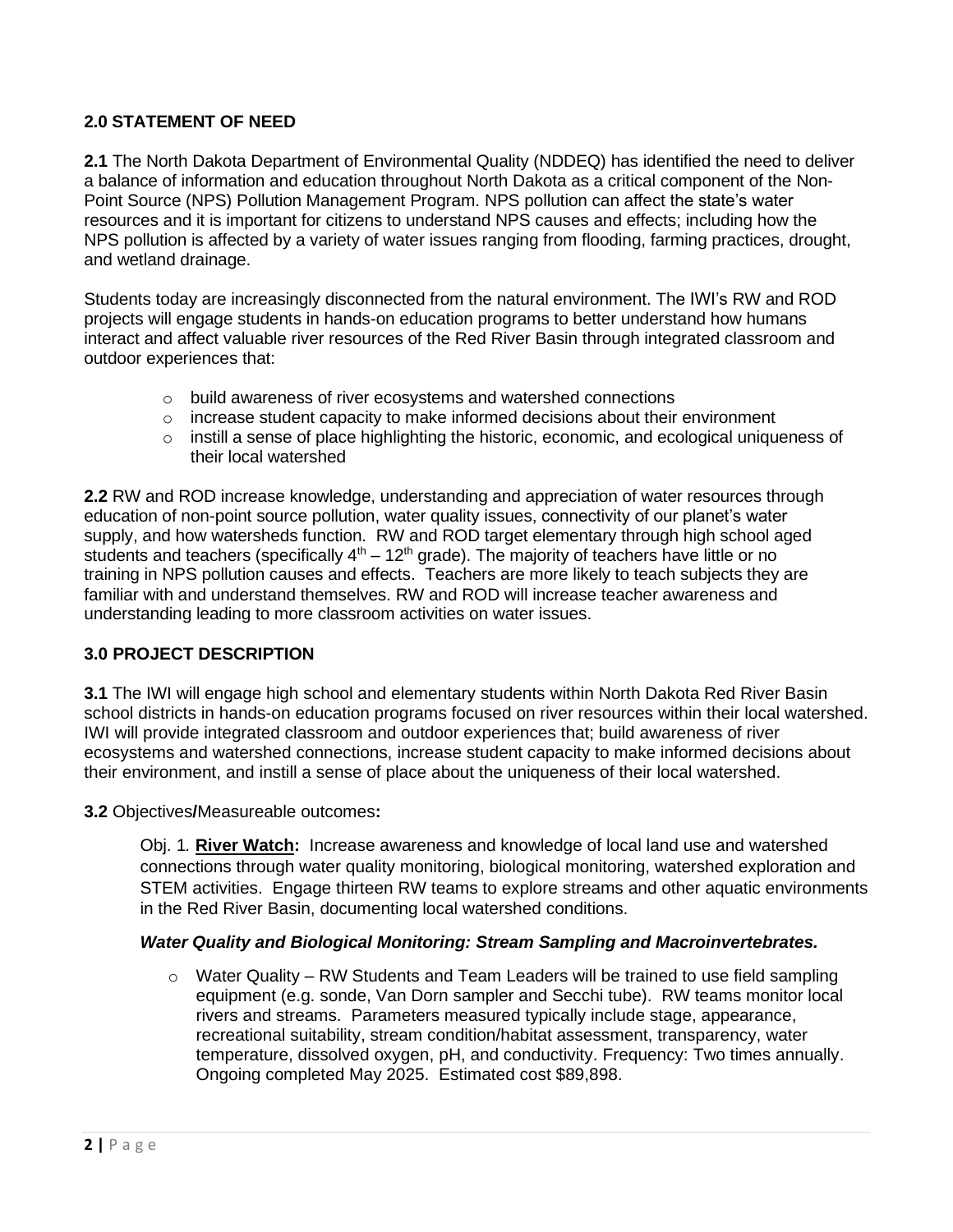## 2.0 STATEMENT OF NEED

**2.1** The North Dakota Department of Environmental Quality (NDDEQ) has identified the need to deliver a balance of information and education throughout North Dakota as a critical component of the Non-Point Source (NPS) Pollution Management Program. NPS pollution can affect the state's water resources and it is important for citizens to understand NPS causes and effects; including how the NPS pollution is affected by a variety of water issues ranging from flooding, farming practices, drought, and wetland drainage.

Students today are increasingly disconnected from the natural environment. The IWI's RW and ROD projects will engage students in hands-on education programs to better understand how humans interact and affect valuable river resources of the Red River Basin through integrated classroom and outdoor experiences that:

- build awareness of river ecosystems and watershed connections
- increase student capacity to make informed decisions about their environment
- instill a sense of place highlighting the historic, economic, and ecological uniqueness of their local watershed

**2.2** RW and ROD increase knowledge, understanding and appreciation of water resources through education of non-point source pollution, water quality issues, connectivity of our planet's water supply, and how watersheds function. RW and ROD target elementary through high school aged students and teachers (specifically 4th – 12th grade). The majority of teachers have little or no training in NPS pollution causes and effects. Teachers are more likely to teach subjects they are familiar with and understand themselves. RW and ROD will increase teacher awareness and understanding leading to more classroom activities on water issues.

## 3.0 PROJECT DESCRIPTION

**3.1** The IWI will engage high school and elementary students within North Dakota Red River Basin school districts in hands-on education programs focused on river resources within their local watershed. IWI will provide integrated classroom and outdoor experiences that; build awareness of river ecosystems and watershed connections, increase student capacity to make informed decisions about their environment, and instill a sense of place about the uniqueness of their local watershed.

**3.2** Objectives**/**Measureable outcomes**:**

Obj. 1. **River Watch:** Increase awareness and knowledge of local land use and watershed connections through water quality monitoring, biological monitoring, watershed exploration and STEM activities. Engage thirteen RW teams to explore streams and other aquatic environments in the Red River Basin, documenting local watershed conditions.

***Water Quality and Biological Monitoring: Stream Sampling and Macroinvertebrates.***

- Water Quality – RW Students and Team Leaders will be trained to use field sampling equipment (e.g. sonde, Van Dorn sampler and Secchi tube). RW teams monitor local rivers and streams. Parameters measured typically include stage, appearance, recreational suitability, stream condition/habitat assessment, transparency, water temperature, dissolved oxygen, pH, and conductivity. Frequency: Two times annually. Ongoing completed May 2025. Estimated cost $89,898.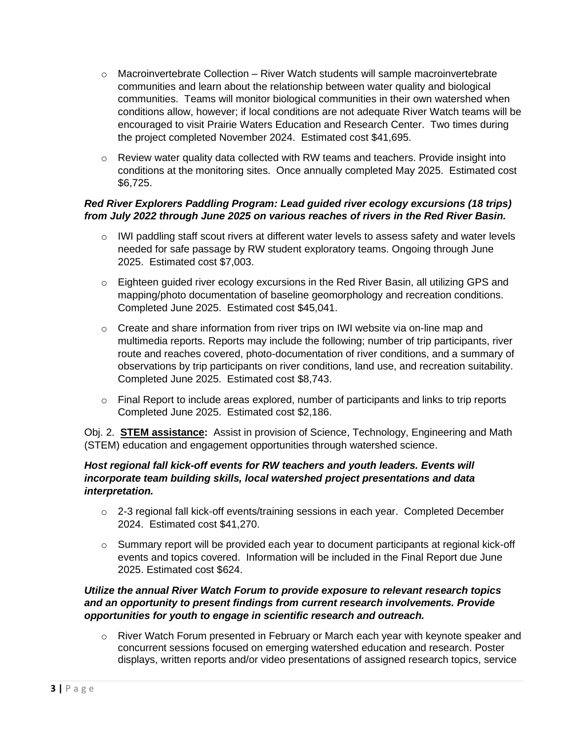- Macroinvertebrate Collection – River Watch students will sample macroinvertebrate communities and learn about the relationship between water quality and biological communities. Teams will monitor biological communities in their own watershed when conditions allow, however; if local conditions are not adequate River Watch teams will be encouraged to visit Prairie Waters Education and Research Center. Two times during the project completed November 2024. Estimated cost $41,695.

- Review water quality data collected with RW teams and teachers. Provide insight into conditions at the monitoring sites. Once annually completed May 2025. Estimated cost $6,725.

***Red River Explorers Paddling Program: Lead guided river ecology excursions (18 trips) from July 2022 through June 2025 on various reaches of rivers in the Red River Basin.***

- IWI paddling staff scout rivers at different water levels to assess safety and water levels needed for safe passage by RW student exploratory teams. Ongoing through June 2025. Estimated cost $7,003.

- Eighteen guided river ecology excursions in the Red River Basin, all utilizing GPS and mapping/photo documentation of baseline geomorphology and recreation conditions. Completed June 2025. Estimated cost $45,041.

- Create and share information from river trips on IWI website via on-line map and multimedia reports. Reports may include the following; number of trip participants, river route and reaches covered, photo-documentation of river conditions, and a summary of observations by trip participants on river conditions, land use, and recreation suitability. Completed June 2025. Estimated cost $8,743.

- Final Report to include areas explored, number of participants and links to trip reports Completed June 2025. Estimated cost $2,186.

Obj. 2. **STEM assistance:** Assist in provision of Science, Technology, Engineering and Math (STEM) education and engagement opportunities through watershed science.

***Host regional fall kick-off events for RW teachers and youth leaders. Events will incorporate team building skills, local watershed project presentations and data interpretation.***

- 2-3 regional fall kick-off events/training sessions in each year. Completed December 2024. Estimated cost $41,270.

- Summary report will be provided each year to document participants at regional kick-off events and topics covered. Information will be included in the Final Report due June 2025. Estimated cost $624.

***Utilize the annual River Watch Forum to provide exposure to relevant research topics and an opportunity to present findings from current research involvements. Provide opportunities for youth to engage in scientific research and outreach.***

- River Watch Forum presented in February or March each year with keynote speaker and concurrent sessions focused on emerging watershed education and research. Poster displays, written reports and/or video presentations of assigned research topics, service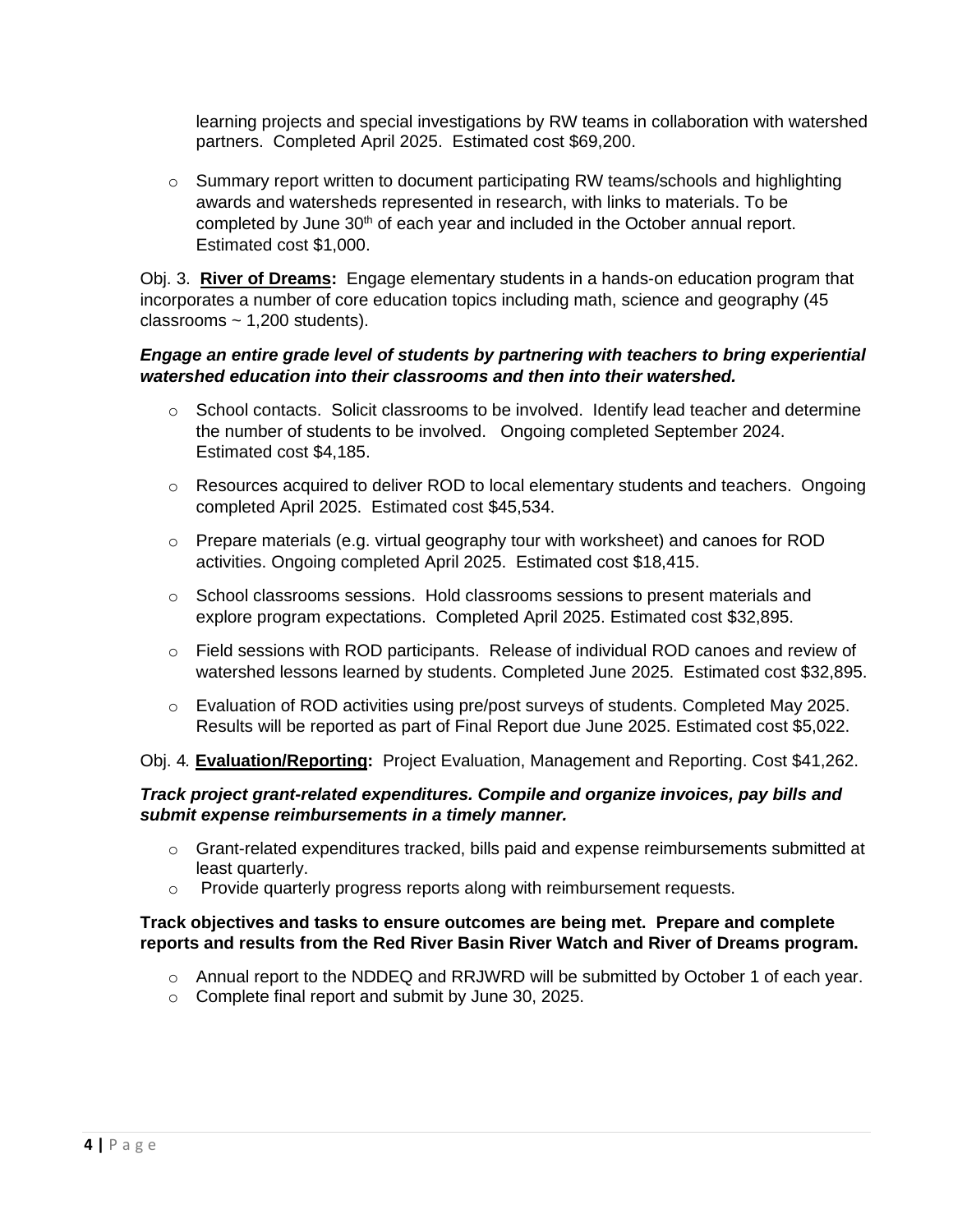learning projects and special investigations by RW teams in collaboration with watershed partners. Completed April 2025. Estimated cost $69,200.

- Summary report written to document participating RW teams/schools and highlighting awards and watersheds represented in research, with links to materials. To be completed by June 30th of each year and included in the October annual report. Estimated cost $1,000.

Obj. 3. **<u>River of Dreams</u>:** Engage elementary students in a hands-on education program that incorporates a number of core education topics including math, science and geography (45 classrooms ~ 1,200 students).

***Engage an entire grade level of students by partnering with teachers to bring experiential watershed education into their classrooms and then into their watershed.***

- School contacts. Solicit classrooms to be involved. Identify lead teacher and determine the number of students to be involved. Ongoing completed September 2024. Estimated cost $4,185.
- Resources acquired to deliver ROD to local elementary students and teachers. Ongoing completed April 2025. Estimated cost $45,534.
- Prepare materials (e.g. virtual geography tour with worksheet) and canoes for ROD activities. Ongoing completed April 2025. Estimated cost $18,415.
- School classrooms sessions. Hold classrooms sessions to present materials and explore program expectations. Completed April 2025. Estimated cost $32,895.
- Field sessions with ROD participants. Release of individual ROD canoes and review of watershed lessons learned by students. Completed June 2025. Estimated cost $32,895.
- Evaluation of ROD activities using pre/post surveys of students. Completed May 2025. Results will be reported as part of Final Report due June 2025. Estimated cost $5,022.

Obj. 4. **<u>Evaluation/Reporting</u>:** Project Evaluation, Management and Reporting. Cost $41,262.

***Track project grant-related expenditures. Compile and organize invoices, pay bills and submit expense reimbursements in a timely manner.***

- Grant-related expenditures tracked, bills paid and expense reimbursements submitted at least quarterly.
- Provide quarterly progress reports along with reimbursement requests.

**Track objectives and tasks to ensure outcomes are being met. Prepare and complete reports and results from the Red River Basin River Watch and River of Dreams program.**

- Annual report to the NDDEQ and RRJWRD will be submitted by October 1 of each year.
- Complete final report and submit by June 30, 2025.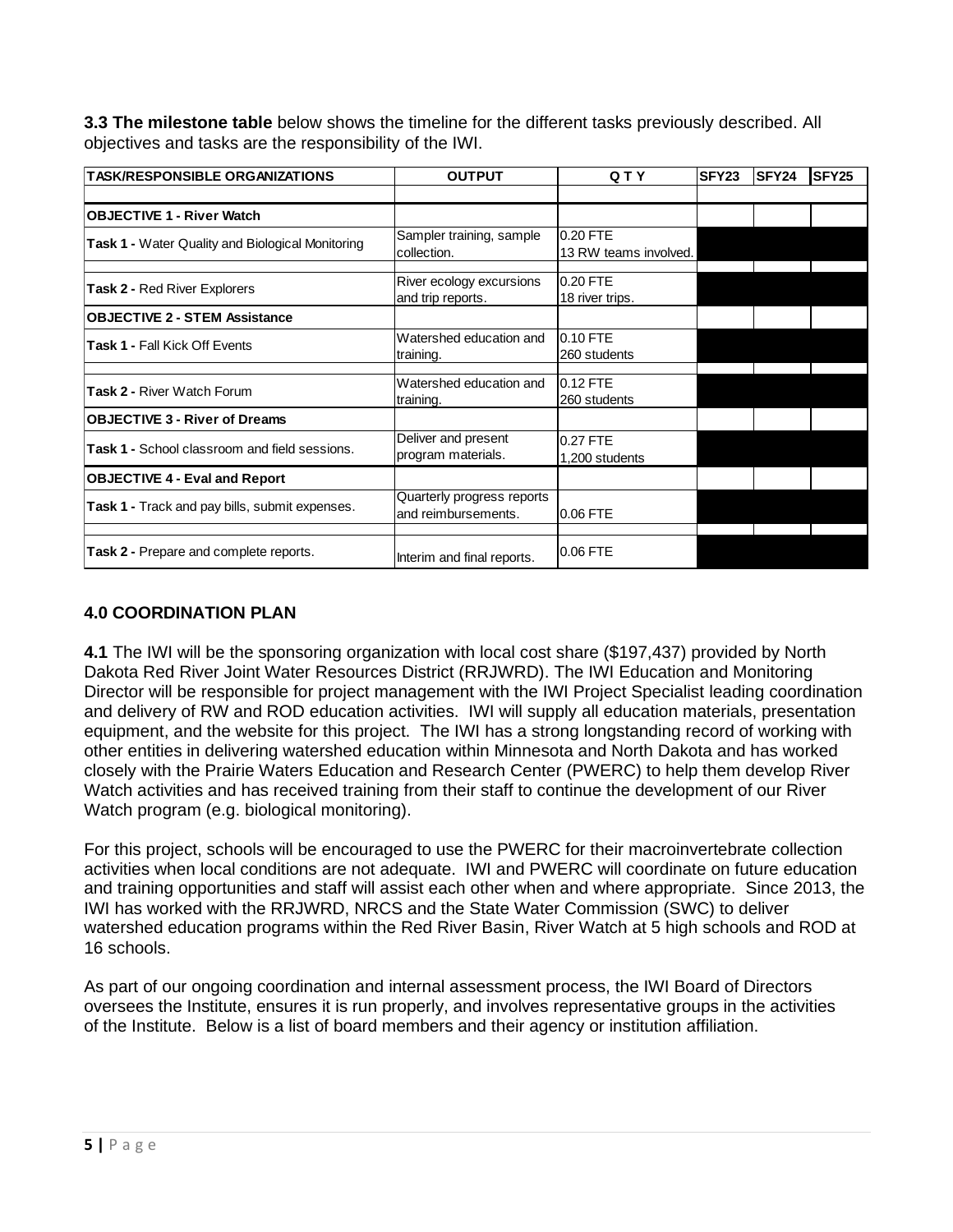**3.3 The milestone table** below shows the timeline for the different tasks previously described. All objectives and tasks are the responsibility of the IWI.

| TASK/RESPONSIBLE ORGANIZATIONS | OUTPUT | Q T Y | SFY23 | SFY24 | SFY25 |
|---|---|---|---|---|---|
| **OBJECTIVE 1 - River Watch** | | | | | |
| **Task 1 -** Water Quality and Biological Monitoring | Sampler training, sample collection. | 0.20 FTE<br>13 RW teams involved. | | | |
| **Task 2 -** Red River Explorers | River ecology excursions and trip reports. | 0.20 FTE<br>18 river trips. | | | |
| **OBJECTIVE 2 - STEM Assistance** | | | | | |
| **Task 1 -** Fall Kick Off Events | Watershed education and training. | 0.10 FTE<br>260 students | | | |
| **Task 2 -** River Watch Forum | Watershed education and training. | 0.12 FTE<br>260 students | | | |
| **OBJECTIVE 3 - River of Dreams** | | | | | |
| **Task 1 -** School classroom and field sessions. | Deliver and present program materials. | 0.27 FTE<br>1,200 students | | | |
| **OBJECTIVE 4 - Eval and Report** | | | | | |
| **Task 1 -** Track and pay bills, submit expenses. | Quarterly progress reports and reimbursements. | 0.06 FTE | | | |
| **Task 2 -** Prepare and complete reports. | Interim and final reports. | 0.06 FTE | | | |

## 4.0 COORDINATION PLAN

**4.1** The IWI will be the sponsoring organization with local cost share ($197,437) provided by North Dakota Red River Joint Water Resources District (RRJWRD). The IWI Education and Monitoring Director will be responsible for project management with the IWI Project Specialist leading coordination and delivery of RW and ROD education activities. IWI will supply all education materials, presentation equipment, and the website for this project. The IWI has a strong longstanding record of working with other entities in delivering watershed education within Minnesota and North Dakota and has worked closely with the Prairie Waters Education and Research Center (PWERC) to help them develop River Watch activities and has received training from their staff to continue the development of our River Watch program (e.g. biological monitoring).

For this project, schools will be encouraged to use the PWERC for their macroinvertebrate collection activities when local conditions are not adequate. IWI and PWERC will coordinate on future education and training opportunities and staff will assist each other when and where appropriate. Since 2013, the IWI has worked with the RRJWRD, NRCS and the State Water Commission (SWC) to deliver watershed education programs within the Red River Basin, River Watch at 5 high schools and ROD at 16 schools.

As part of our ongoing coordination and internal assessment process, the IWI Board of Directors oversees the Institute, ensures it is run properly, and involves representative groups in the activities of the Institute. Below is a list of board members and their agency or institution affiliation.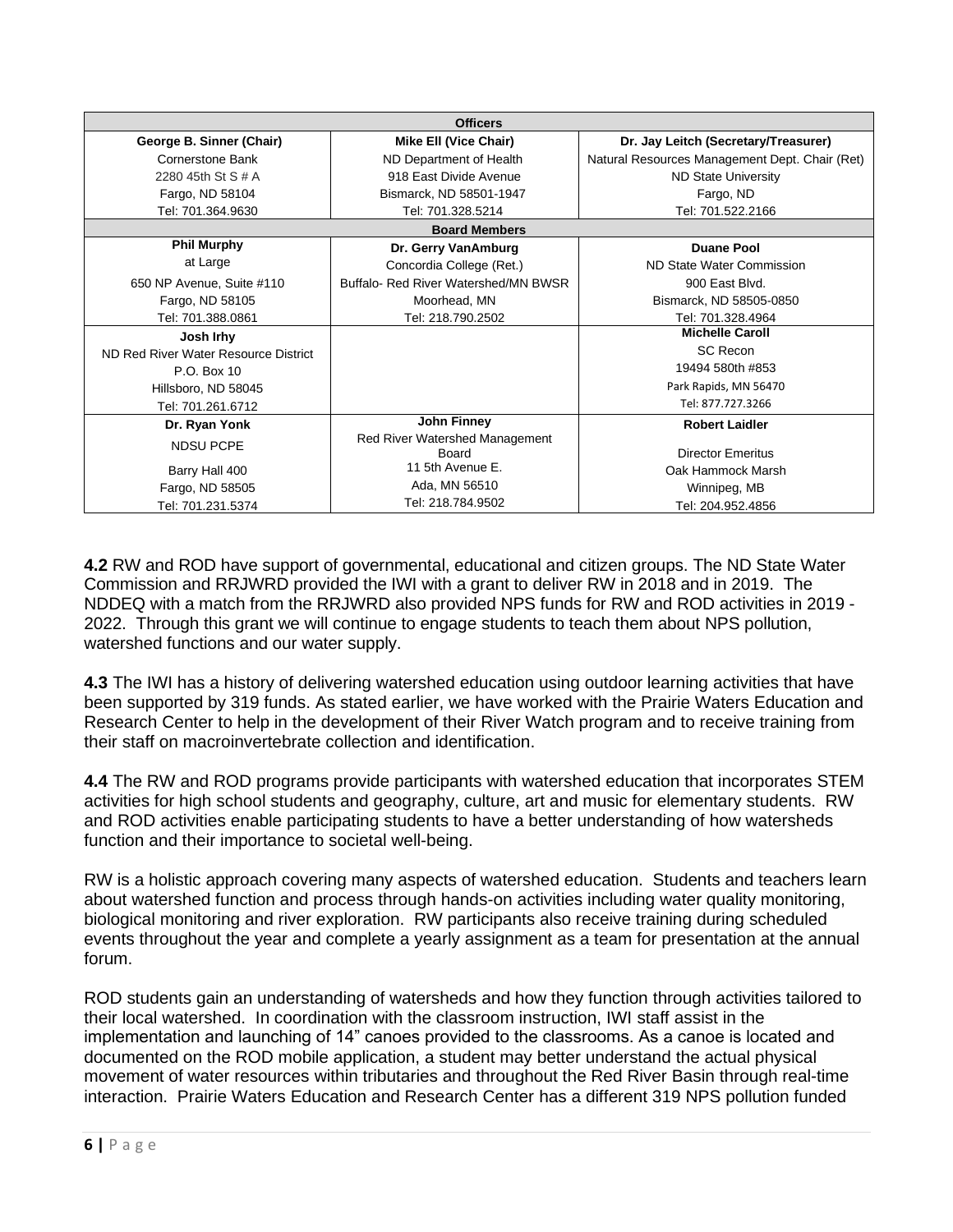| Officers | | |
|---|---|---|
| **George B. Sinner (Chair)** | **Mike Ell (Vice Chair)** | **Dr. Jay Leitch (Secretary/Treasurer)** |
| Cornerstone Bank | ND Department of Health | Natural Resources Management Dept. Chair (Ret) |
| 2280 45th St S # A | 918 East Divide Avenue | ND State University |
| Fargo, ND 58104 | Bismarck, ND 58501-1947 | Fargo, ND |
| Tel: 701.364.9630 | Tel: 701.328.5214 | Tel: 701.522.2166 |
| **Board Members** | | |
| **Phil Murphy** | **Dr. Gerry VanAmburg** | **Duane Pool** |
| at Large | Concordia College (Ret.) | ND State Water Commission |
| 650 NP Avenue, Suite #110 | Buffalo- Red River Watershed/MN BWSR | 900 East Blvd. |
| Fargo, ND 58105 | Moorhead, MN | Bismarck, ND 58505-0850 |
| Tel: 701.388.0861 | Tel: 218.790.2502 | Tel: 701.328.4964 |
| **Josh Irhy** | | **Michelle Caroll** |
| ND Red River Water Resource District | | SC Recon |
| P.O. Box 10 | | 19494 580th #853 |
| Hillsboro, ND 58045 | | Park Rapids, MN 56470 |
| Tel: 701.261.6712 | | Tel: 877.727.3266 |
| **Dr. Ryan Yonk** | **John Finney** | **Robert Laidler** |
| NDSU PCPE | Red River Watershed Management Board | Director Emeritus |
| Barry Hall 400 | 11 5th Avenue E. | Oak Hammock Marsh |
| Fargo, ND 58505 | Ada, MN 56510 | Winnipeg, MB |
| Tel: 701.231.5374 | Tel: 218.784.9502 | Tel: 204.952.4856 |

**4.2** RW and ROD have support of governmental, educational and citizen groups. The ND State Water Commission and RRJWRD provided the IWI with a grant to deliver RW in 2018 and in 2019. The NDDEQ with a match from the RRJWRD also provided NPS funds for RW and ROD activities in 2019 - 2022. Through this grant we will continue to engage students to teach them about NPS pollution, watershed functions and our water supply.

**4.3** The IWI has a history of delivering watershed education using outdoor learning activities that have been supported by 319 funds. As stated earlier, we have worked with the Prairie Waters Education and Research Center to help in the development of their River Watch program and to receive training from their staff on macroinvertebrate collection and identification.

**4.4** The RW and ROD programs provide participants with watershed education that incorporates STEM activities for high school students and geography, culture, art and music for elementary students. RW and ROD activities enable participating students to have a better understanding of how watersheds function and their importance to societal well-being.

RW is a holistic approach covering many aspects of watershed education. Students and teachers learn about watershed function and process through hands-on activities including water quality monitoring, biological monitoring and river exploration. RW participants also receive training during scheduled events throughout the year and complete a yearly assignment as a team for presentation at the annual forum.

ROD students gain an understanding of watersheds and how they function through activities tailored to their local watershed. In coordination with the classroom instruction, IWI staff assist in the implementation and launching of 14" canoes provided to the classrooms. As a canoe is located and documented on the ROD mobile application, a student may better understand the actual physical movement of water resources within tributaries and throughout the Red River Basin through real-time interaction. Prairie Waters Education and Research Center has a different 319 NPS pollution funded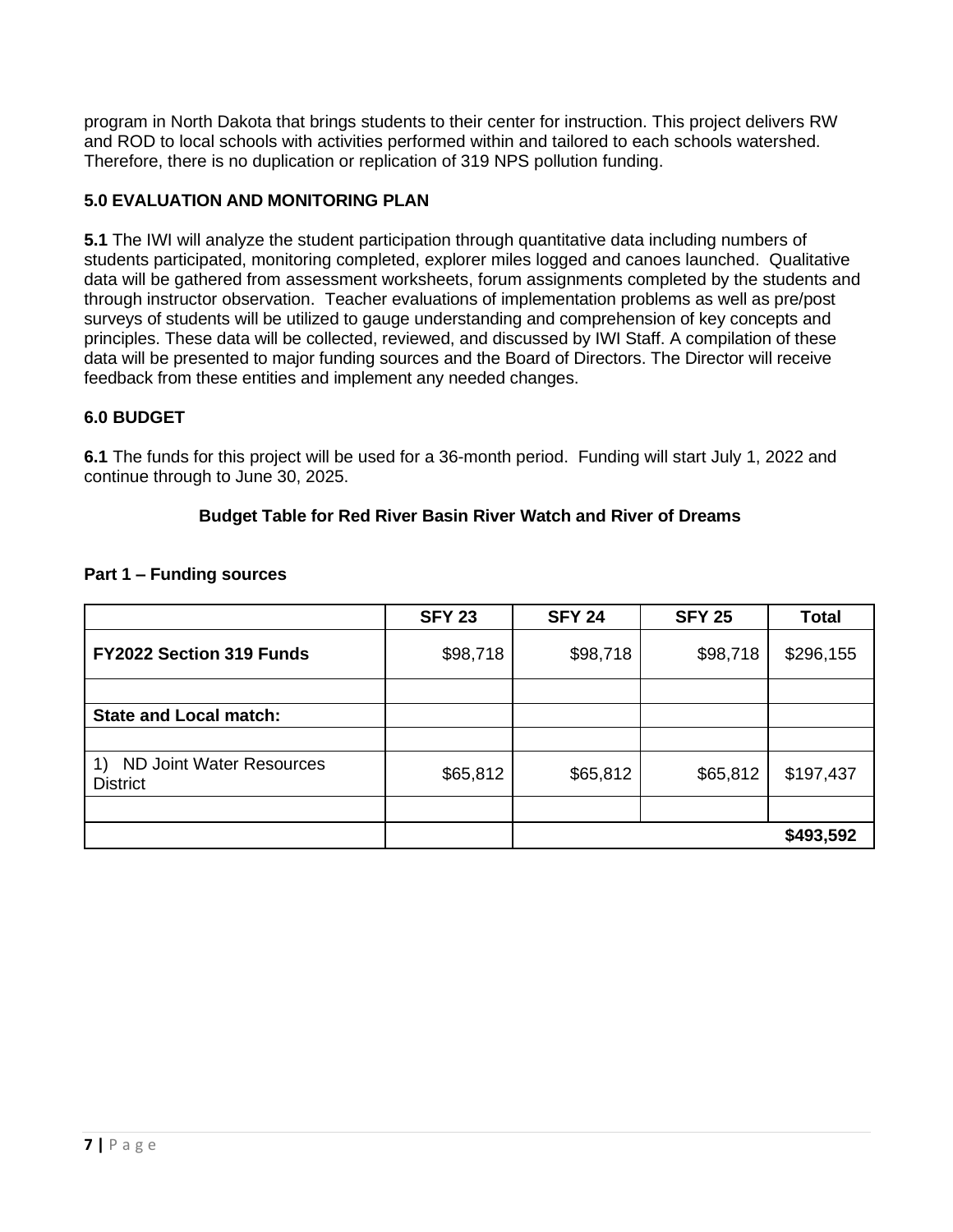program in North Dakota that brings students to their center for instruction. This project delivers RW and ROD to local schools with activities performed within and tailored to each schools watershed. Therefore, there is no duplication or replication of 319 NPS pollution funding.

## 5.0 EVALUATION AND MONITORING PLAN

**5.1** The IWI will analyze the student participation through quantitative data including numbers of students participated, monitoring completed, explorer miles logged and canoes launched. Qualitative data will be gathered from assessment worksheets, forum assignments completed by the students and through instructor observation. Teacher evaluations of implementation problems as well as pre/post surveys of students will be utilized to gauge understanding and comprehension of key concepts and principles. These data will be collected, reviewed, and discussed by IWI Staff. A compilation of these data will be presented to major funding sources and the Board of Directors. The Director will receive feedback from these entities and implement any needed changes.

## 6.0 BUDGET

**6.1** The funds for this project will be used for a 36-month period. Funding will start July 1, 2022 and continue through to June 30, 2025.

**Budget Table for Red River Basin River Watch and River of Dreams**

**Part 1 – Funding sources**

| | SFY 23 | SFY 24 | SFY 25 | Total |
|---|---|---|---|---|
| **FY2022 Section 319 Funds** | $98,718 | $98,718 | $98,718 | $296,155 |
| | | | | |
| **State and Local match:** | | | | |
| | | | | |
| 1) ND Joint Water Resources District | $65,812 | $65,812 | $65,812 | $197,437 |
| | | | | |
| | | | | **$493,592** |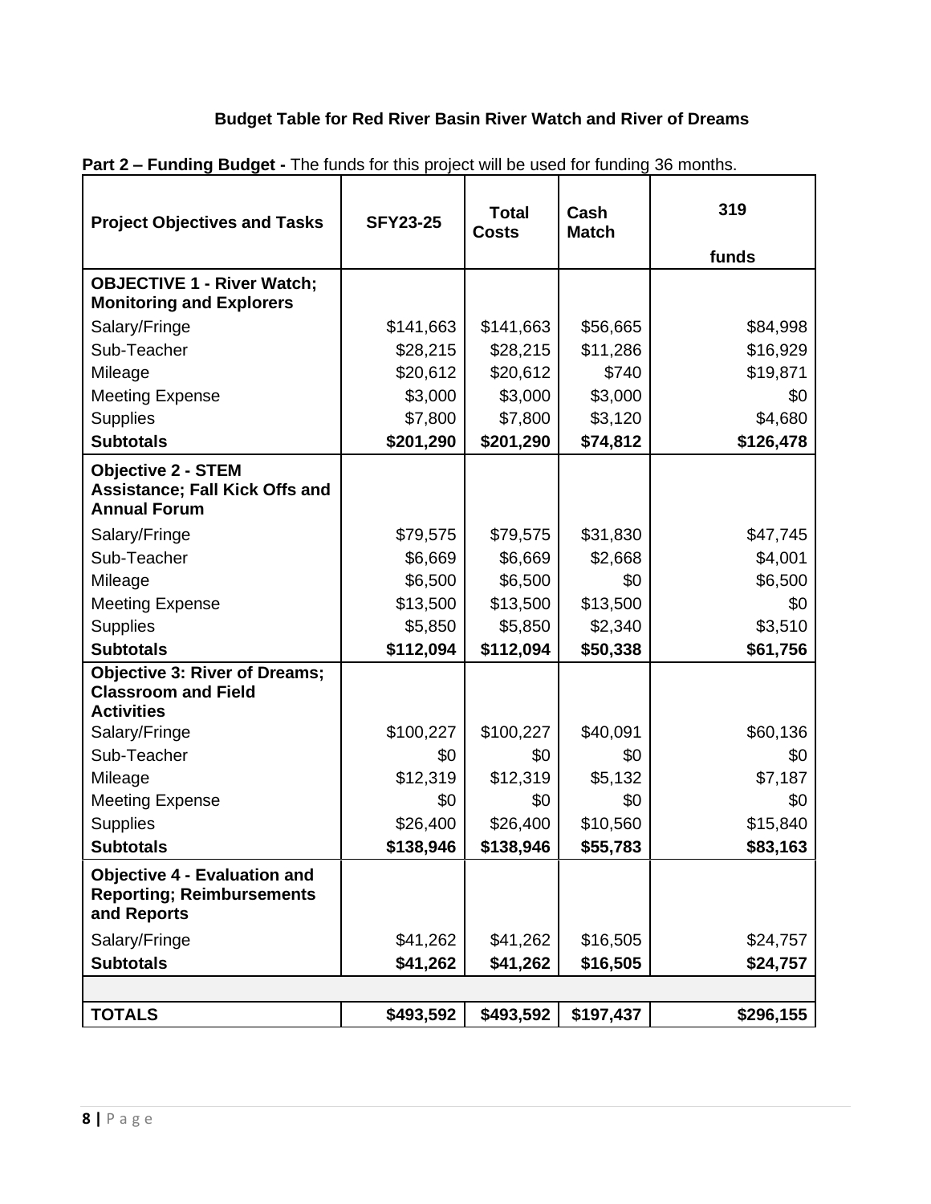**Budget Table for Red River Basin River Watch and River of Dreams**

**Part 2 – Funding Budget -** The funds for this project will be used for funding 36 months.

| Project Objectives and Tasks | SFY23-25 | Total Costs | Cash Match | 319 funds |
|---|---|---|---|---|
| **OBJECTIVE 1 - River Watch; Monitoring and Explorers** | | | | |
| Salary/Fringe | $141,663 | $141,663 | $56,665 | $84,998 |
| Sub-Teacher | $28,215 | $28,215 | $11,286 | $16,929 |
| Mileage | $20,612 | $20,612 | $740 | $19,871 |
| Meeting Expense | $3,000 | $3,000 | $3,000 | $0 |
| Supplies | $7,800 | $7,800 | $3,120 | $4,680 |
| **Subtotals** | **$201,290** | **$201,290** | **$74,812** | **$126,478** |
| **Objective 2 - STEM Assistance; Fall Kick Offs and Annual Forum** | | | | |
| Salary/Fringe | $79,575 | $79,575 | $31,830 | $47,745 |
| Sub-Teacher | $6,669 | $6,669 | $2,668 | $4,001 |
| Mileage | $6,500 | $6,500 | $0 | $6,500 |
| Meeting Expense | $13,500 | $13,500 | $13,500 | $0 |
| Supplies | $5,850 | $5,850 | $2,340 | $3,510 |
| **Subtotals** | **$112,094** | **$112,094** | **$50,338** | **$61,756** |
| **Objective 3: River of Dreams; Classroom and Field Activities** | | | | |
| Salary/Fringe | $100,227 | $100,227 | $40,091 | $60,136 |
| Sub-Teacher | $0 | $0 | $0 | $0 |
| Mileage | $12,319 | $12,319 | $5,132 | $7,187 |
| Meeting Expense | $0 | $0 | $0 | $0 |
| Supplies | $26,400 | $26,400 | $10,560 | $15,840 |
| **Subtotals** | **$138,946** | **$138,946** | **$55,783** | **$83,163** |
| **Objective 4 - Evaluation and Reporting; Reimbursements and Reports** | | | | |
| Salary/Fringe | $41,262 | $41,262 | $16,505 | $24,757 |
| **Subtotals** | **$41,262** | **$41,262** | **$16,505** | **$24,757** |
| | | | | |
| **TOTALS** | **$493,592** | **$493,592** | **$197,437** | **$296,155** |